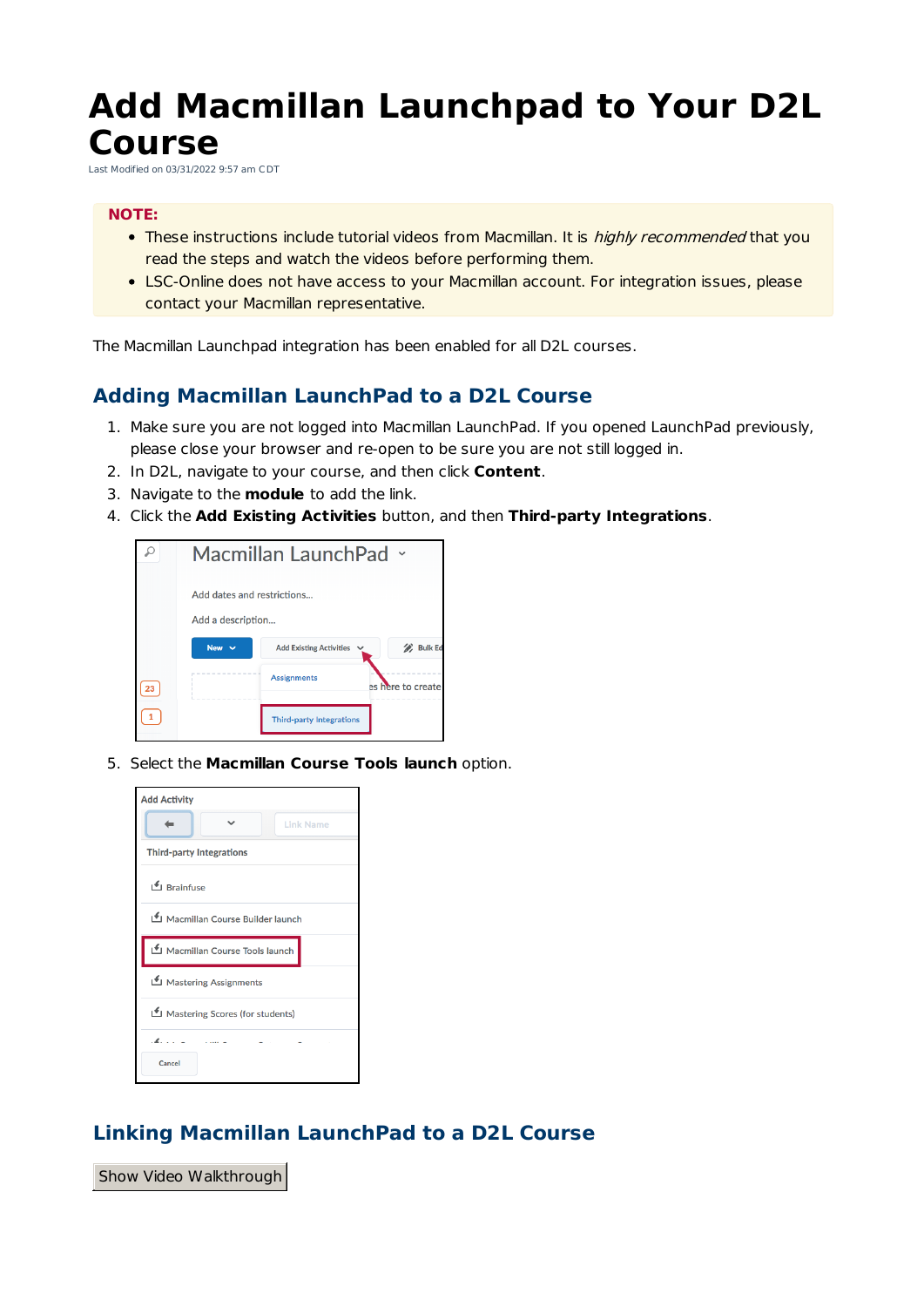# Add Macmillan Launchpad to Your D2L Course

Last Modified on 03/31/2022 9:57 am CDT

**NOTE:**

- These instructions include tutorial videos from Macmillan. It is *highly recommended* that you read the steps and watch the videos before performing them.
- LSC-Online does not have access to your Macmillan account. For integration issues, please contact your Macmillan representative.

The Macmillan Launchpad integration has been enabled for all D2L courses.

## Adding Macmillan LaunchPad to a D2L Course

1. Make sure you are not logged into Macmillan LaunchPad. If you opened LaunchPad previously, please close your browser and re-open to be sure you are not still logged in.
2. In D2L, navigate to your course, and then click **Content**.
3. Navigate to the **module** to add the link.
4. Click the **Add Existing Activities** button, and then **Third-party Integrations**.
5. Select the **Macmillan Course Tools launch** option.

## Linking Macmillan LaunchPad to a D2L Course

Show Video Walkthrough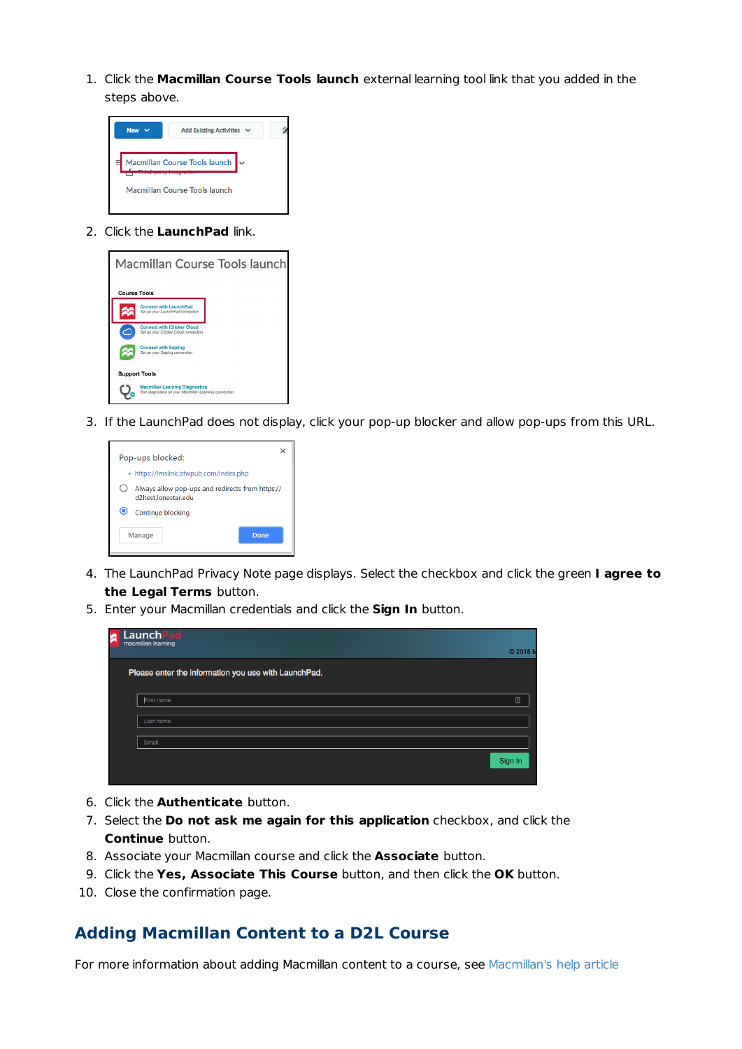1. Click the **Macmillan Course Tools launch** external learning tool link that you added in the steps above.
2. Click the **LaunchPad** link.
3. If the LaunchPad does not display, click your pop-up blocker and allow pop-ups from this URL.
4. The LaunchPad Privacy Note page displays. Select the checkbox and click the green **I agree to the Legal Terms** button.
5. Enter your Macmillan credentials and click the **Sign In** button.
6. Click the **Authenticate** button.
7. Select the **Do not ask me again for this application** checkbox, and click the **Continue** button.
8. Associate your Macmillan course and click the **Associate** button.
9. Click the **Yes, Associate This Course** button, and then click the **OK** button.
10. Close the confirmation page.

## Adding Macmillan Content to a D2L Course

For more information about adding Macmillan content to a course, see Macmillan's help article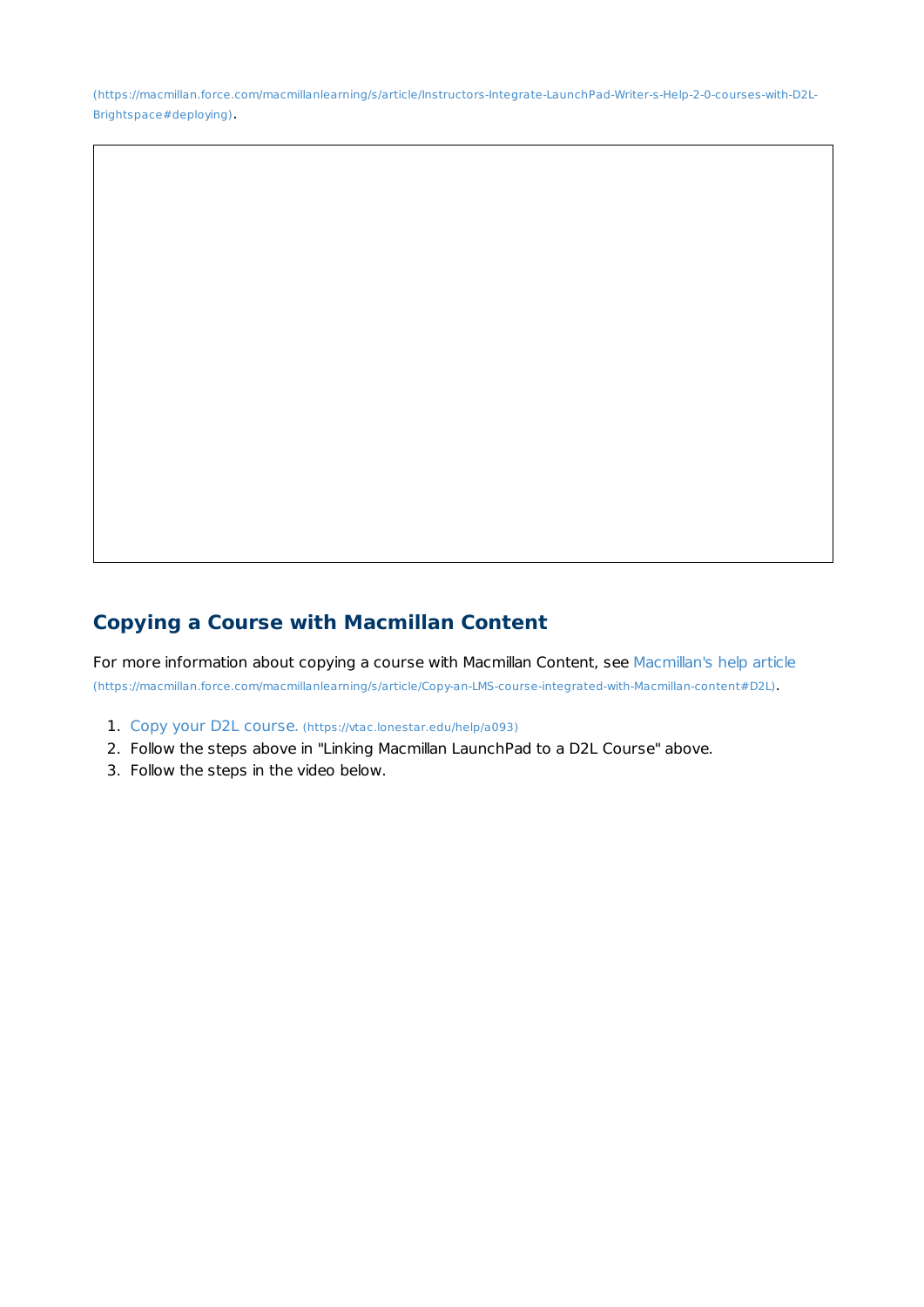(https://macmillan.force.com/macmillanlearning/s/article/Instructors-Integrate-LaunchPad-Writer-s-Help-2-0-courses-with-D2L-Brightspace#deploying).

## Copying a Course with Macmillan Content

For more information about copying a course with Macmillan Content, see Macmillan's help article (https://macmillan.force.com/macmillanlearning/s/article/Copy-an-LMS-course-integrated-with-Macmillan-content#D2L).

1. Copy your D2L course. (https://vtac.lonestar.edu/help/a093)
2. Follow the steps above in "Linking Macmillan LaunchPad to a D2L Course" above.
3. Follow the steps in the video below.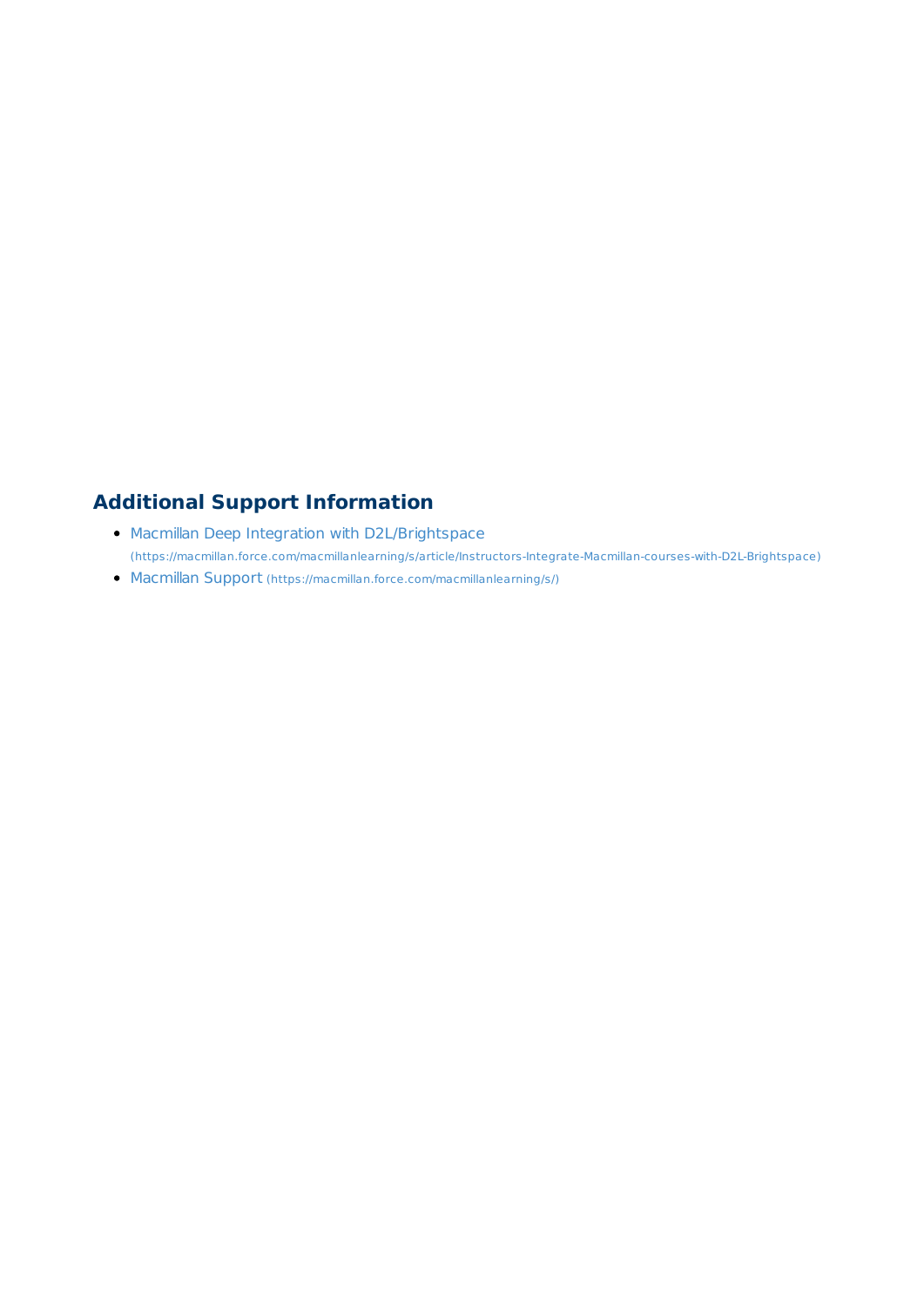## Additional Support Information

- Macmillan Deep Integration with D2L/Brightspace (https://macmillan.force.com/macmillanlearning/s/article/Instructors-Integrate-Macmillan-courses-with-D2L-Brightspace)
- Macmillan Support (https://macmillan.force.com/macmillanlearning/s/)